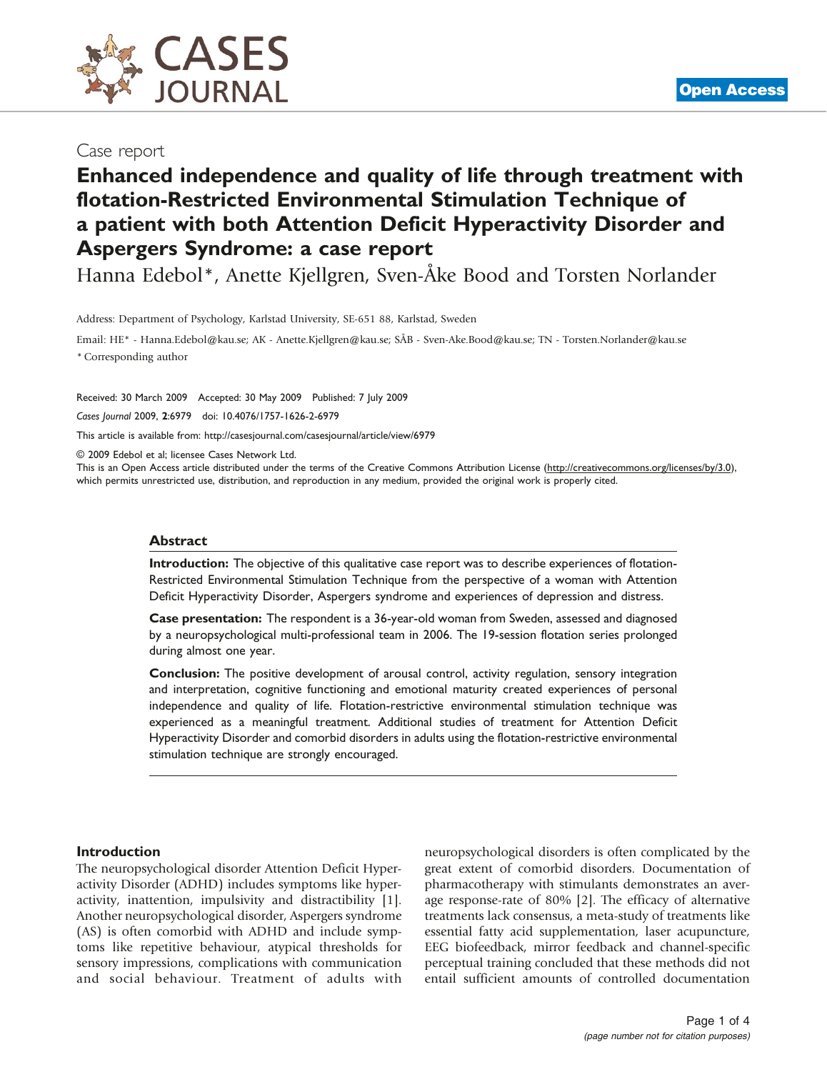Case report

# Enhanced independence and quality of life through treatment with flotation-Restricted Environmental Stimulation Technique of a patient with both Attention Deficit Hyperactivity Disorder and Aspergers Syndrome: a case report

Hanna Edebol*, Anette Kjellgren, Sven-Åke Bood and Torsten Norlander

Address: Department of Psychology, Karlstad University, SE-651 88, Karlstad, Sweden

Email: HE* - Hanna.Edebol@kau.se; AK - Anette.Kjellgren@kau.se; SÅB - Sven-Ake.Bood@kau.se; TN - Torsten.Norlander@kau.se

* Corresponding author

Received: 30 March 2009 Accepted: 30 May 2009 Published: 7 July 2009

*Cases Journal* 2009, **2**:6979 doi: 10.4076/1757-1626-2-6979

This article is available from: http://casesjournal.com/casesjournal/article/view/6979

© 2009 Edebol et al; licensee Cases Network Ltd.

This is an Open Access article distributed under the terms of the Creative Commons Attribution License (http://creativecommons.org/licenses/by/3.0), which permits unrestricted use, distribution, and reproduction in any medium, provided the original work is properly cited.

## Abstract

**Introduction:** The objective of this qualitative case report was to describe experiences of flotation-Restricted Environmental Stimulation Technique from the perspective of a woman with Attention Deficit Hyperactivity Disorder, Aspergers syndrome and experiences of depression and distress.

**Case presentation:** The respondent is a 36-year-old woman from Sweden, assessed and diagnosed by a neuropsychological multi-professional team in 2006. The 19-session flotation series prolonged during almost one year.

**Conclusion:** The positive development of arousal control, activity regulation, sensory integration and interpretation, cognitive functioning and emotional maturity created experiences of personal independence and quality of life. Flotation-restrictive environmental stimulation technique was experienced as a meaningful treatment. Additional studies of treatment for Attention Deficit Hyperactivity Disorder and comorbid disorders in adults using the flotation-restrictive environmental stimulation technique are strongly encouraged.

## Introduction

The neuropsychological disorder Attention Deficit Hyperactivity Disorder (ADHD) includes symptoms like hyperactivity, inattention, impulsivity and distractibility [1]. Another neuropsychological disorder, Aspergers syndrome (AS) is often comorbid with ADHD and include symptoms like repetitive behaviour, atypical thresholds for sensory impressions, complications with communication and social behaviour. Treatment of adults with neuropsychological disorders is often complicated by the great extent of comorbid disorders. Documentation of pharmacotherapy with stimulants demonstrates an average response-rate of 80% [2]. The efficacy of alternative treatments lack consensus, a meta-study of treatments like essential fatty acid supplementation, laser acupuncture, EEG biofeedback, mirror feedback and channel-specific perceptual training concluded that these methods did not entail sufficient amounts of controlled documentation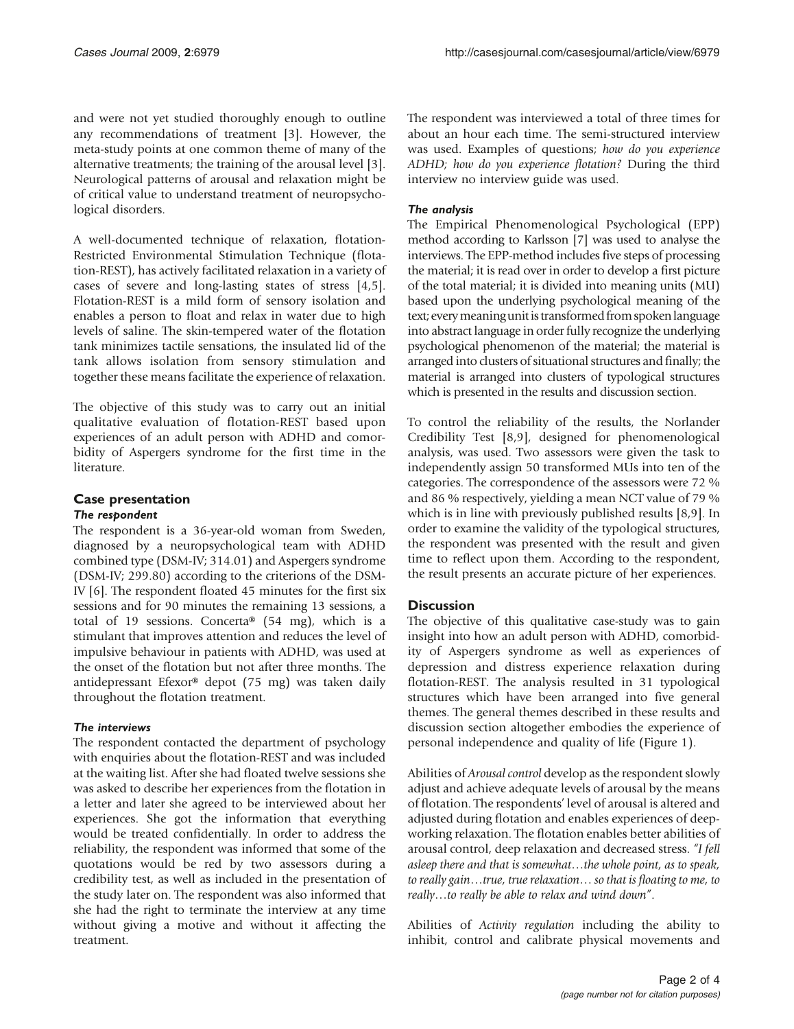and were not yet studied thoroughly enough to outline any recommendations of treatment [3]. However, the meta-study points at one common theme of many of the alternative treatments; the training of the arousal level [3]. Neurological patterns of arousal and relaxation might be of critical value to understand treatment of neuropsychological disorders.

A well-documented technique of relaxation, flotation-Restricted Environmental Stimulation Technique (flotation-REST), has actively facilitated relaxation in a variety of cases of severe and long-lasting states of stress [4,5]. Flotation-REST is a mild form of sensory isolation and enables a person to float and relax in water due to high levels of saline. The skin-tempered water of the flotation tank minimizes tactile sensations, the insulated lid of the tank allows isolation from sensory stimulation and together these means facilitate the experience of relaxation.

The objective of this study was to carry out an initial qualitative evaluation of flotation-REST based upon experiences of an adult person with ADHD and comorbidity of Aspergers syndrome for the first time in the literature.

## Case presentation

### *The respondent*

The respondent is a 36-year-old woman from Sweden, diagnosed by a neuropsychological team with ADHD combined type (DSM-IV; 314.01) and Aspergers syndrome (DSM-IV; 299.80) according to the criterions of the DSM-IV [6]. The respondent floated 45 minutes for the first six sessions and for 90 minutes the remaining 13 sessions, a total of 19 sessions. Concerta® (54 mg), which is a stimulant that improves attention and reduces the level of impulsive behaviour in patients with ADHD, was used at the onset of the flotation but not after three months. The antidepressant Efexor® depot (75 mg) was taken daily throughout the flotation treatment.

### *The interviews*

The respondent contacted the department of psychology with enquiries about the flotation-REST and was included at the waiting list. After she had floated twelve sessions she was asked to describe her experiences from the flotation in a letter and later she agreed to be interviewed about her experiences. She got the information that everything would be treated confidentially. In order to address the reliability, the respondent was informed that some of the quotations would be red by two assessors during a credibility test, as well as included in the presentation of the study later on. The respondent was also informed that she had the right to terminate the interview at any time without giving a motive and without it affecting the treatment.

The respondent was interviewed a total of three times for about an hour each time. The semi-structured interview was used. Examples of questions; *how do you experience ADHD; how do you experience flotation?* During the third interview no interview guide was used.

### *The analysis*

The Empirical Phenomenological Psychological (EPP) method according to Karlsson [7] was used to analyse the interviews. The EPP-method includes five steps of processing the material; it is read over in order to develop a first picture of the total material; it is divided into meaning units (MU) based upon the underlying psychological meaning of the text; every meaning unit is transformed from spoken language into abstract language in order fully recognize the underlying psychological phenomenon of the material; the material is arranged into clusters of situational structures and finally; the material is arranged into clusters of typological structures which is presented in the results and discussion section.

To control the reliability of the results, the Norlander Credibility Test [8,9], designed for phenomenological analysis, was used. Two assessors were given the task to independently assign 50 transformed MUs into ten of the categories. The correspondence of the assessors were 72 % and 86 % respectively, yielding a mean NCT value of 79 % which is in line with previously published results [8,9]. In order to examine the validity of the typological structures, the respondent was presented with the result and given time to reflect upon them. According to the respondent, the result presents an accurate picture of her experiences.

## Discussion

The objective of this qualitative case-study was to gain insight into how an adult person with ADHD, comorbidity of Aspergers syndrome as well as experiences of depression and distress experience relaxation during flotation-REST. The analysis resulted in 31 typological structures which have been arranged into five general themes. The general themes described in these results and discussion section altogether embodies the experience of personal independence and quality of life (Figure 1).

Abilities of *Arousal control* develop as the respondent slowly adjust and achieve adequate levels of arousal by the means of flotation. The respondents' level of arousal is altered and adjusted during flotation and enables experiences of deep-working relaxation. The flotation enables better abilities of arousal control, deep relaxation and decreased stress. *"I fell asleep there and that is somewhat…the whole point, as to speak, to really gain…true, true relaxation… so that is floating to me, to really…to really be able to relax and wind down"*.

Abilities of *Activity regulation* including the ability to inhibit, control and calibrate physical movements and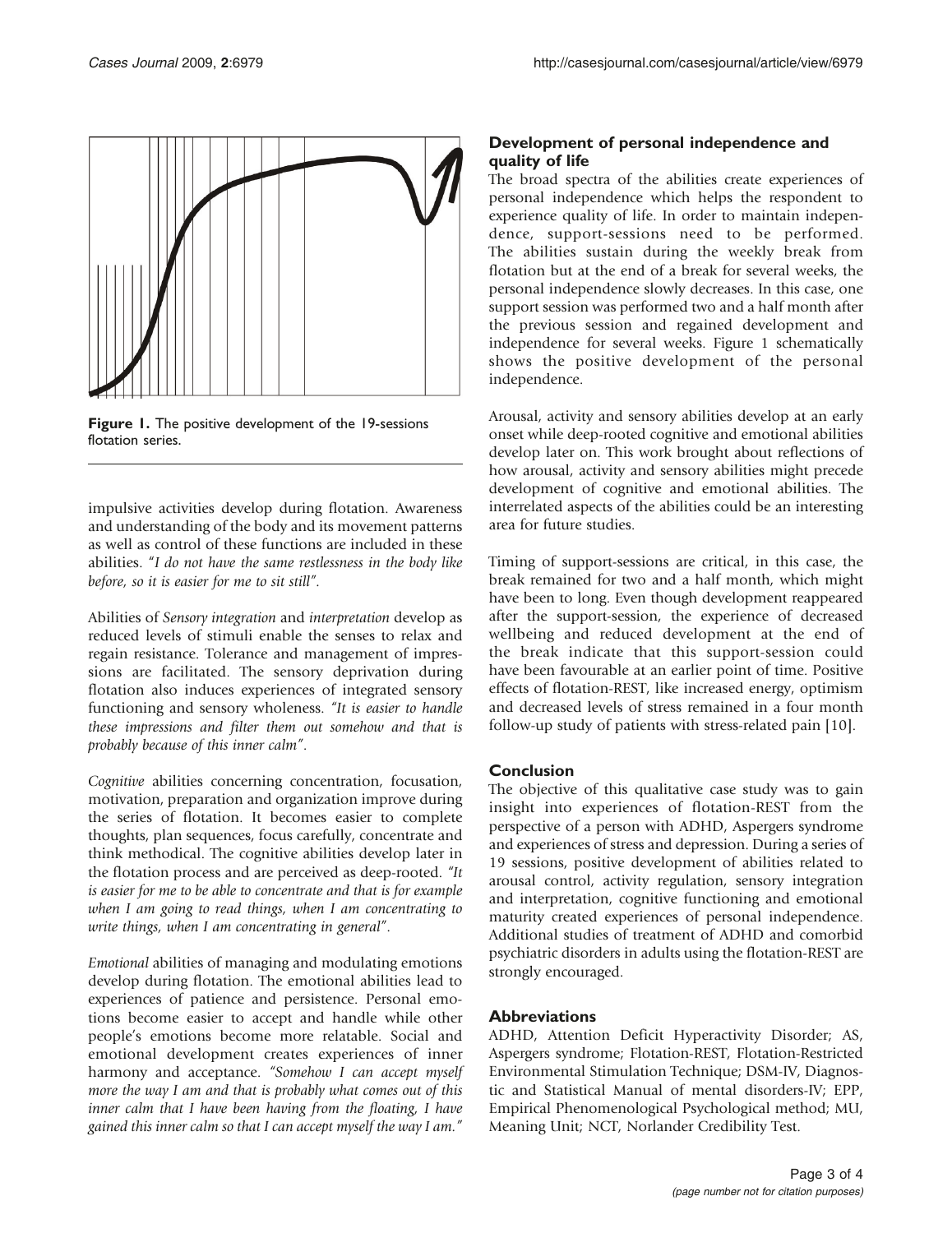Figure 1. The positive development of the 19-sessions flotation series.

impulsive activities develop during flotation. Awareness and understanding of the body and its movement patterns as well as control of these functions are included in these abilities. "*I do not have the same restlessness in the body like before, so it is easier for me to sit still*".

Abilities of *Sensory integration* and *interpretation* develop as reduced levels of stimuli enable the senses to relax and regain resistance. Tolerance and management of impressions are facilitated. The sensory deprivation during flotation also induces experiences of integrated sensory functioning and sensory wholeness. *"It is easier to handle these impressions and filter them out somehow and that is probably because of this inner calm"*.

*Cognitive* abilities concerning concentration, focusation, motivation, preparation and organization improve during the series of flotation. It becomes easier to complete thoughts, plan sequences, focus carefully, concentrate and think methodical. The cognitive abilities develop later in the flotation process and are perceived as deep-rooted. *"It is easier for me to be able to concentrate and that is for example when I am going to read things, when I am concentrating to write things, when I am concentrating in general"*.

*Emotional* abilities of managing and modulating emotions develop during flotation. The emotional abilities lead to experiences of patience and persistence. Personal emotions become easier to accept and handle while other people's emotions become more relatable. Social and emotional development creates experiences of inner harmony and acceptance. *"Somehow I can accept myself more the way I am and that is probably what comes out of this inner calm that I have been having from the floating, I have gained this inner calm so that I can accept myself the way I am."*

### Development of personal independence and quality of life

The broad spectra of the abilities create experiences of personal independence which helps the respondent to experience quality of life. In order to maintain independence, support-sessions need to be performed. The abilities sustain during the weekly break from flotation but at the end of a break for several weeks, the personal independence slowly decreases. In this case, one support session was performed two and a half month after the previous session and regained development and independence for several weeks. Figure 1 schematically shows the positive development of the personal independence.

Arousal, activity and sensory abilities develop at an early onset while deep-rooted cognitive and emotional abilities develop later on. This work brought about reflections of how arousal, activity and sensory abilities might precede development of cognitive and emotional abilities. The interrelated aspects of the abilities could be an interesting area for future studies.

Timing of support-sessions are critical, in this case, the break remained for two and a half month, which might have been to long. Even though development reappeared after the support-session, the experience of decreased wellbeing and reduced development at the end of the break indicate that this support-session could have been favourable at an earlier point of time. Positive effects of flotation-REST, like increased energy, optimism and decreased levels of stress remained in a four month follow-up study of patients with stress-related pain [10].

## Conclusion

The objective of this qualitative case study was to gain insight into experiences of flotation-REST from the perspective of a person with ADHD, Aspergers syndrome and experiences of stress and depression. During a series of 19 sessions, positive development of abilities related to arousal control, activity regulation, sensory integration and interpretation, cognitive functioning and emotional maturity created experiences of personal independence. Additional studies of treatment of ADHD and comorbid psychiatric disorders in adults using the flotation-REST are strongly encouraged.

## Abbreviations

ADHD, Attention Deficit Hyperactivity Disorder; AS, Aspergers syndrome; Flotation-REST, Flotation-Restricted Environmental Stimulation Technique; DSM-IV, Diagnostic and Statistical Manual of mental disorders-IV; EPP, Empirical Phenomenological Psychological method; MU, Meaning Unit; NCT, Norlander Credibility Test.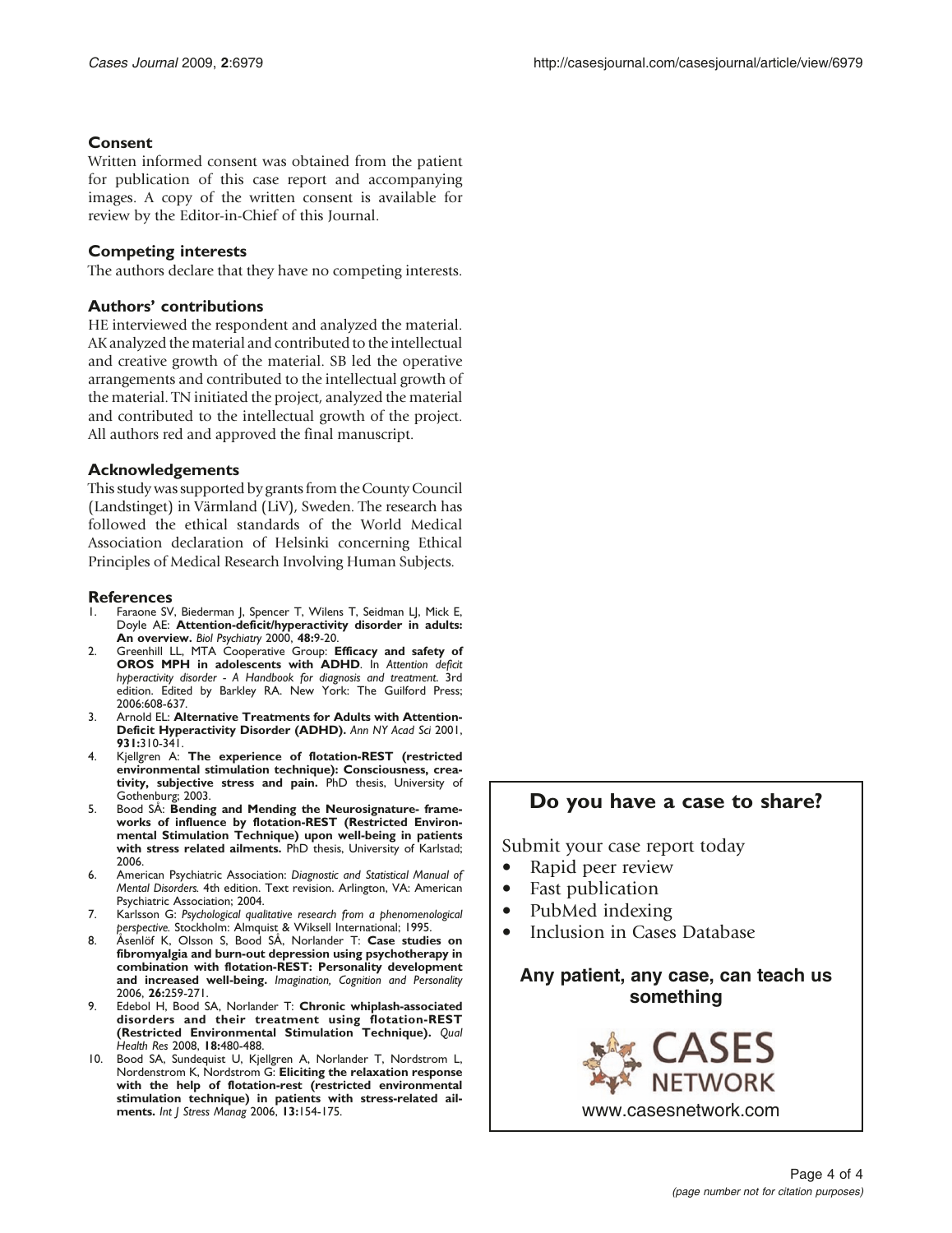## Consent

Written informed consent was obtained from the patient for publication of this case report and accompanying images. A copy of the written consent is available for review by the Editor-in-Chief of this Journal.

## Competing interests

The authors declare that they have no competing interests.

## Authors' contributions

HE interviewed the respondent and analyzed the material. AK analyzed the material and contributed to the intellectual and creative growth of the material. SB led the operative arrangements and contributed to the intellectual growth of the material. TN initiated the project, analyzed the material and contributed to the intellectual growth of the project. All authors red and approved the final manuscript.

## Acknowledgements

This study was supported by grants from the County Council (Landstinget) in Värmland (LiV), Sweden. The research has followed the ethical standards of the World Medical Association declaration of Helsinki concerning Ethical Principles of Medical Research Involving Human Subjects.

## References

1. Faraone SV, Biederman J, Spencer T, Wilens T, Seidman LJ, Mick E, Doyle AE: **Attention-deficit/hyperactivity disorder in adults: An overview.** *Biol Psychiatry* 2000, **48:**9-20.
2. Greenhill LL, MTA Cooperative Group: **Efficacy and safety of OROS MPH in adolescents with ADHD**. In *Attention deficit hyperactivity disorder - A Handbook for diagnosis and treatment*. 3rd edition. Edited by Barkley RA. New York: The Guilford Press; 2006:608-637.
3. Arnold EL: **Alternative Treatments for Adults with Attention-Deficit Hyperactivity Disorder (ADHD).** *Ann NY Acad Sci* 2001, **931:**310-341.
4. Kjellgren A: **The experience of flotation-REST (restricted environmental stimulation technique): Consciousness, creativity, subjective stress and pain.** PhD thesis, University of Gothenburg; 2003.
5. Bood SÅ: **Bending and Mending the Neurosignature- frameworks of influence by flotation-REST (Restricted Environmental Stimulation Technique) upon well-being in patients with stress related ailments.** PhD thesis, University of Karlstad; 2006.
6. American Psychiatric Association: *Diagnostic and Statistical Manual of Mental Disorders.* 4th edition. Text revision. Arlington, VA: American Psychiatric Association; 2004.
7. Karlsson G: *Psychological qualitative research from a phenomenological perspective.* Stockholm: Almquist & Wiksell International; 1995.
8. Åsenlöf K, Olsson S, Bood SÅ, Norlander T: **Case studies on fibromyalgia and burn-out depression using psychotherapy in combination with flotation-REST: Personality development and increased well-being.** *Imagination, Cognition and Personality* 2006, **26:**259-271.
9. Edebol H, Bood SA, Norlander T: **Chronic whiplash-associated disorders and their treatment using flotation-REST (Restricted Environmental Stimulation Technique).** *Qual Health Res* 2008, **18:**480-488.
10. Bood SA, Sundequist U, Kjellgren A, Norlander T, Nordstrom L, Nordenstrom K, Nordstrom G: **Eliciting the relaxation response with the help of flotation-rest (restricted environmental stimulation technique) in patients with stress-related ailments.** *Int J Stress Manag* 2006, **13:**154-175.

**Do you have a case to share?**

Submit your case report today

- Rapid peer review
- Fast publication
- PubMed indexing
- Inclusion in Cases Database

**Any patient, any case, can teach us something**

CASES NETWORK

www.casesnetwork.com